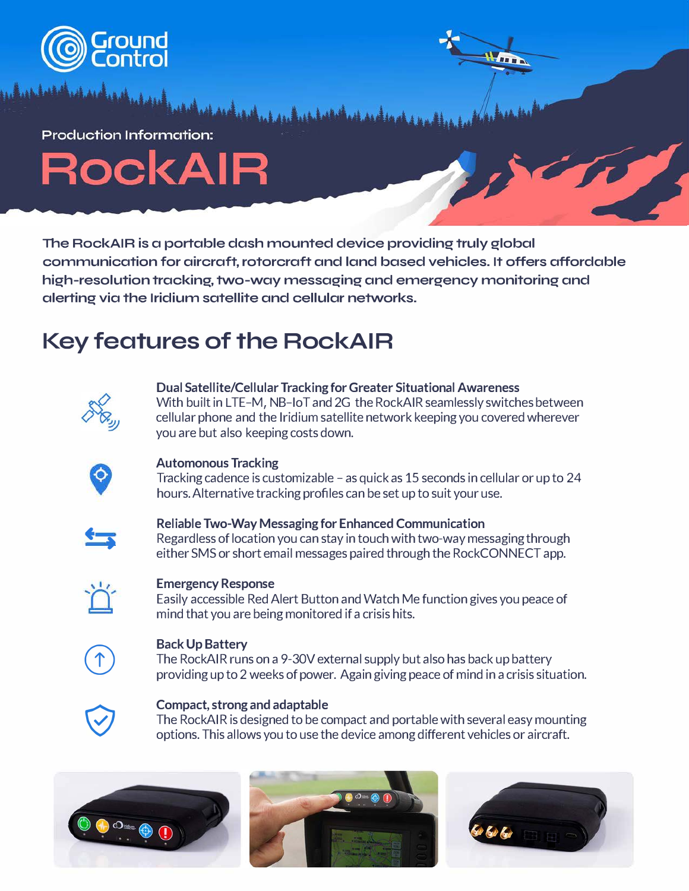Ground Control

Production Information:

# RockAIR

The RockAIR is a portable dash mounted device providing truly global communication for aircraft, rotorcraft and land based vehicles. It offers affordable high-resolution tracking, two-way messaging and emergency monitoring and alerting via the Iridium satellite and cellular networks.

## Key features of the RockAIR

**Dual Satellite/Cellular Tracking for Greater Situational Awareness**
With built in LTE-M, NB-IoT and 2G the RockAIR seamlessly switches between cellular phone and the Iridium satellite network keeping you covered wherever you are but also keeping costs down.

**Automonous Tracking**
Tracking cadence is customizable - as quick as 15 seconds in cellular or up to 24 hours. Alternative tracking profiles can be set up to suit your use.

**Reliable Two-Way Messaging for Enhanced Communication**
Regardless of location you can stay in touch with two-way messaging through either SMS or short email messages paired through the RockCONNECT app.

**Emergency Response**
Easily accessible Red Alert Button and Watch Me function gives you peace of mind that you are being monitored if a crisis hits.

**Back Up Battery**
The RockAIR runs on a 9-30V external supply but also has back up battery providing up to 2 weeks of power. Again giving peace of mind in a crisis situation.

**Compact, strong and adaptable**
The RockAIR is designed to be compact and portable with several easy mounting options. This allows you to use the device among different vehicles or aircraft.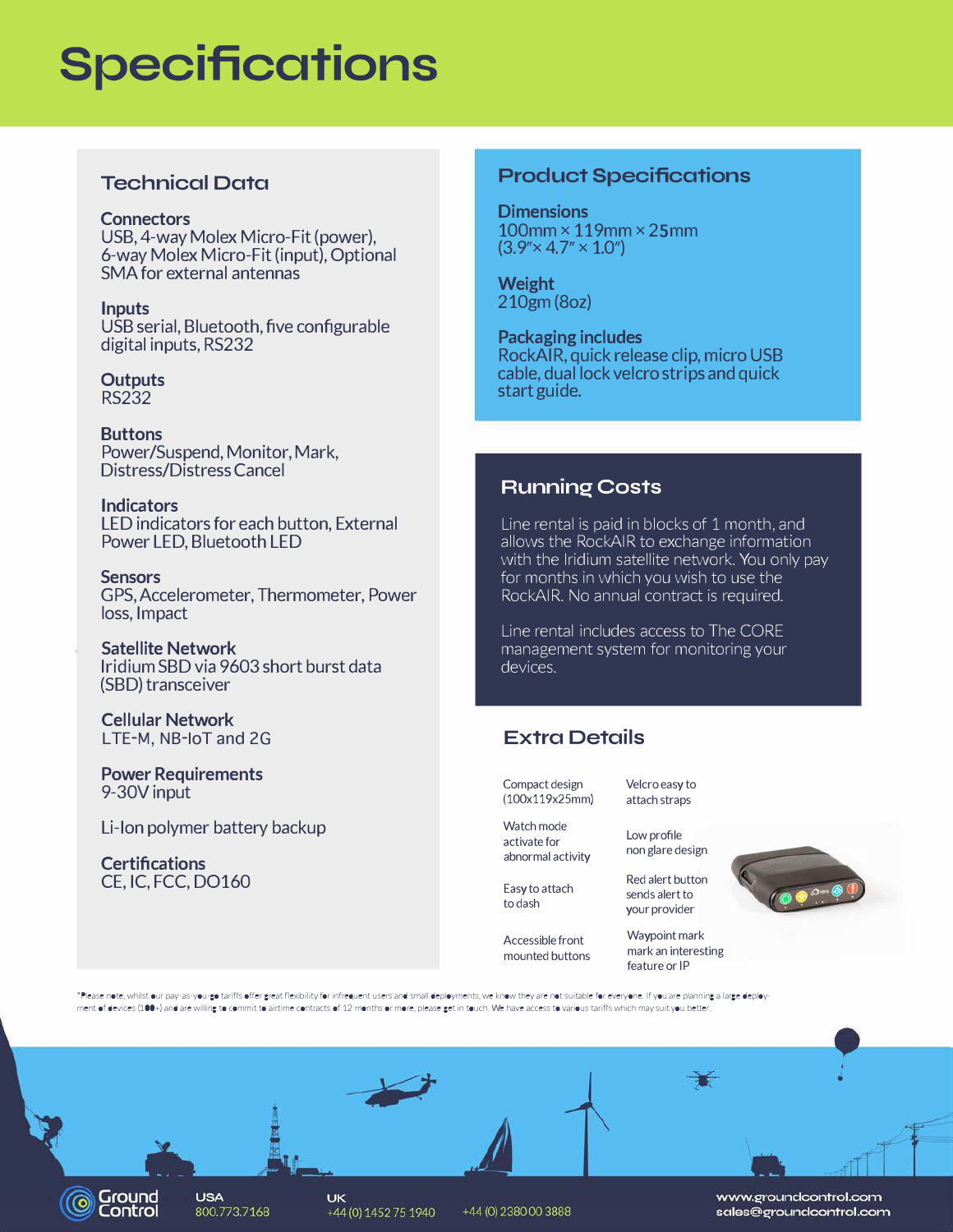# Specifications

## Technical Data

**Connectors**
USB, 4-way Molex Micro-Fit (power), 6-way Molex Micro-Fit (input), Optional SMA for external antennas

**Inputs**
USB serial, Bluetooth, five configurable digital inputs, RS232

**Outputs**
RS232

**Buttons**
Power/Suspend, Monitor, Mark, Distress/Distress Cancel

**Indicators**
LED indicators for each button, External Power LED, Bluetooth LED

**Sensors**
GPS, Accelerometer, Thermometer, Power loss, Impact

**Satellite Network**
Iridium SBD via 9603 short burst data (SBD) transceiver

**Cellular Network**
LTE-M, NB-IoT and 2G

**Power Requirements**
9-30V input

Li-Ion polymer battery backup

**Certifications**
CE, IC, FCC, DO160

## Product Specifications

**Dimensions**
100mm × 119mm × 25mm
(3.9"× 4.7" × 1.0")

**Weight**
210gm (8oz)

**Packaging includes**
RockAIR, quick release clip, micro USB cable, dual lock velcro strips and quick start guide.

## Running Costs

Line rental is paid in blocks of 1 month, and allows the RockAIR to exchange information with the Iridium satellite network. You only pay for months in which you wish to use the RockAIR. No annual contract is required.

Line rental includes access to The CORE management system for monitoring your devices.

## Extra Details

- Compact design (100x119x25mm)
- Velcro easy to attach straps
- Watch mode activate for abnormal activity
- Low profile non glare design
- Easy to attach to dash
- Red alert button sends alert to your provider
- Accessible front mounted buttons
- Waypoint mark mark an interesting feature or IP

*Please note, whilst our pay-as-you-go tariffs offer great flexibility for infrequent users and small deployments, we know they are not suitable for everyone. If you are planning a large deployment of devices (100+) and are willing to commit to airtime contracts of 12 months or more, please get in touch. We have access to various tariffs which may suit you better.

Ground Control

USA
800.773.7168

UK
+44 (0) 1452 75 1940
+44 (0) 2380 00 3888

www.groundcontrol.com
sales@groundcontrol.com